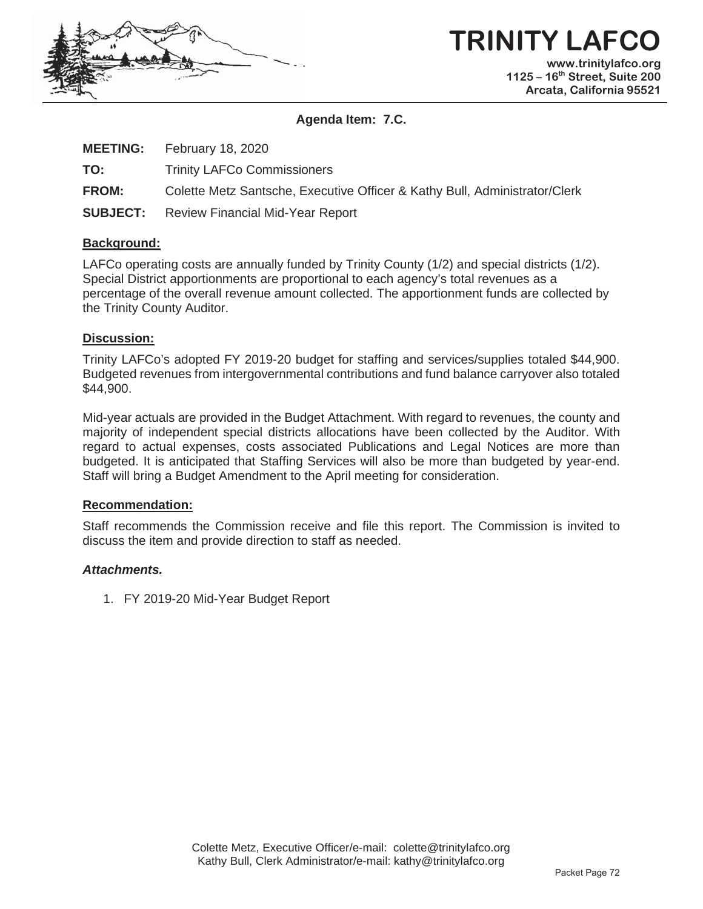# TRINITY LAFCO

www.trinitylafco.org
1125 – 16th Street, Suite 200
Arcata, California 95521

**Agenda Item: 7.C.**

**MEETING:** February 18, 2020

**TO:** Trinity LAFCo Commissioners

**FROM:** Colette Metz Santsche, Executive Officer & Kathy Bull, Administrator/Clerk

**SUBJECT:** Review Financial Mid-Year Report

## Background:

LAFCo operating costs are annually funded by Trinity County (1/2) and special districts (1/2). Special District apportionments are proportional to each agency's total revenues as a percentage of the overall revenue amount collected. The apportionment funds are collected by the Trinity County Auditor.

## Discussion:

Trinity LAFCo's adopted FY 2019-20 budget for staffing and services/supplies totaled $44,900. Budgeted revenues from intergovernmental contributions and fund balance carryover also totaled $44,900.

Mid-year actuals are provided in the Budget Attachment. With regard to revenues, the county and majority of independent special districts allocations have been collected by the Auditor. With regard to actual expenses, costs associated Publications and Legal Notices are more than budgeted. It is anticipated that Staffing Services will also be more than budgeted by year-end. Staff will bring a Budget Amendment to the April meeting for consideration.

## Recommendation:

Staff recommends the Commission receive and file this report. The Commission is invited to discuss the item and provide direction to staff as needed.

***Attachments.***

1. FY 2019-20 Mid-Year Budget Report

Colette Metz, Executive Officer/e-mail: colette@trinitylafco.org
Kathy Bull, Clerk Administrator/e-mail: kathy@trinitylafco.org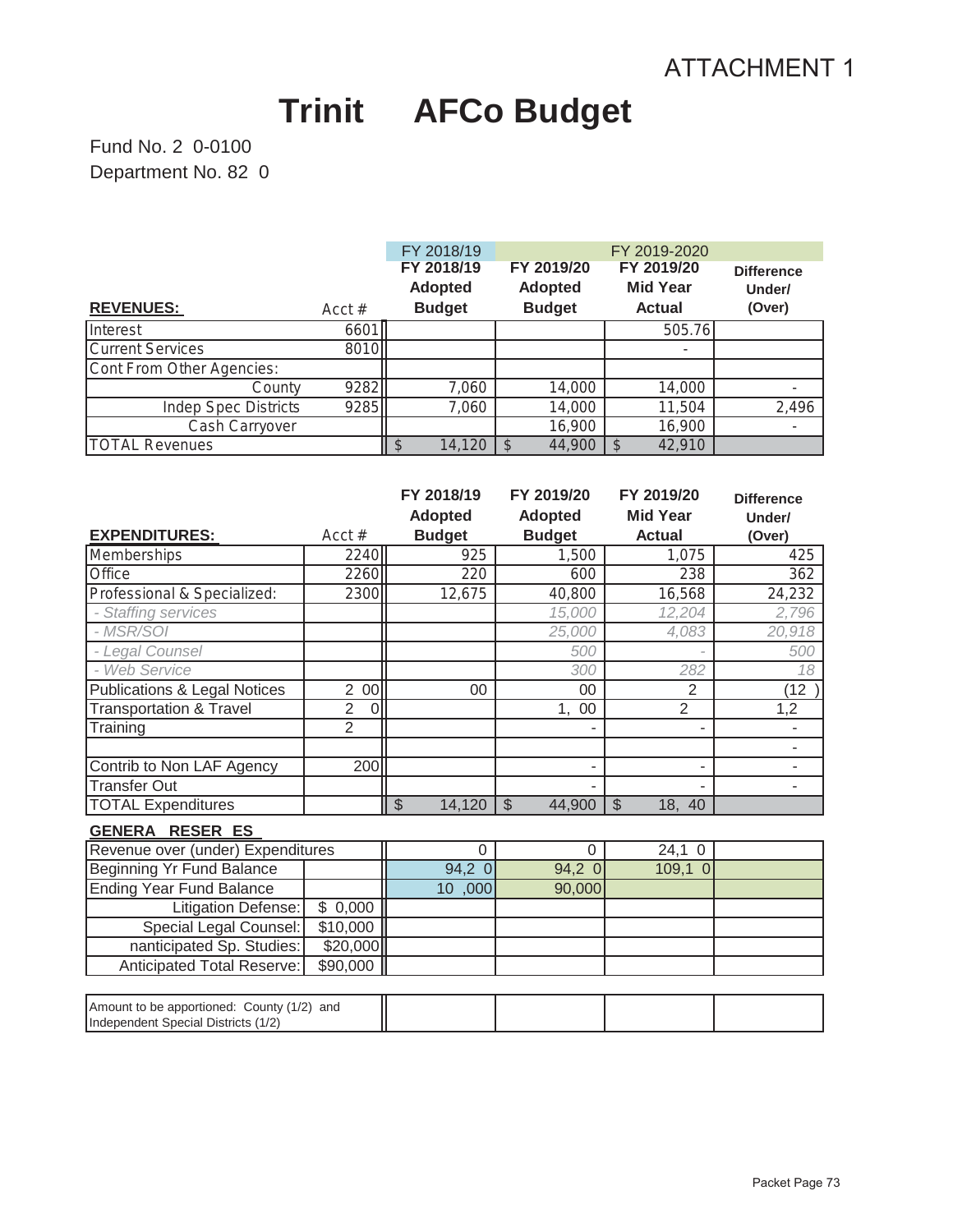ATTACHMENT 1

# Trinit AFCo Budget

Fund No. 2 0-0100
Department No. 82 0

| | | FY 2018/19 | FY 2019-2020 | | |
|---|---|---|---|---|---|
| **REVENUES:** | Acct # | **FY 2018/19 Adopted Budget** | **FY 2019/20 Adopted Budget** | **FY 2019/20 Mid Year Actual** | **Difference Under/ (Over)** |
| Interest | 6601 | | | 505.76 | |
| Current Services | 8010 | | | - | |
| Cont From Other Agencies: | | | | | |
| County | 9282 | 7,060 | 14,000 | 14,000 | - |
| Indep Spec Districts | 9285 | 7,060 | 14,000 | 11,504 | 2,496 |
| Cash Carryover | | | 16,900 | 16,900 | - |
| TOTAL Revenues | | $ 14,120 | $ 44,900 | $ 42,910 | |

| **EXPENDITURES:** | Acct # | **FY 2018/19 Adopted Budget** | **FY 2019/20 Adopted Budget** | **FY 2019/20 Mid Year Actual** | **Difference Under/ (Over)** |
|---|---|---|---|---|---|
| Memberships | 2240 | 925 | 1,500 | 1,075 | 425 |
| Office | 2260 | 220 | 600 | 238 | 362 |
| Professional & Specialized: | 2300 | 12,675 | 40,800 | 16,568 | 24,232 |
| *- Staffing services* | | | *15,000* | *12,204* | *2,796* |
| *- MSR/SOI* | | | *25,000* | *4,083* | *20,918* |
| *- Legal Counsel* | | | *500* | *-* | *500* |
| *- Web Service* | | | *300* | *282* | *18* |
| Publications & Legal Notices | 2 00 | 00 | 00 | 2 | (12 ) |
| Transportation & Travel | 2 0 | | 1, 00 | 2 | 1,2 |
| Training | 2 | | - | - | - |
| | | | | | - |
| Contrib to Non LAF Agency | 200 | | - | - | - |
| Transfer Out | | | - | - | - |
| TOTAL Expenditures | | $ 14,120 | $ 44,900 | $ 18, 40 | |

**GENERA RESER ES**

| | | | | | |
|---|---|---|---|---|---|
| Revenue over (under) Expenditures | | 0 | 0 | 24,1 0 | |
| Beginning Yr Fund Balance | | 94,2 0 | 94,2 0 | 109,1 0 | |
| Ending Year Fund Balance | | 10 ,000 | 90,000 | | |
| Litigation Defense: | $ 0,000 | | | | |
| Special Legal Counsel: | $10,000 | | | | |
| nanticipated Sp. Studies: | $20,000 | | | | |
| Anticipated Total Reserve: | $90,000 | | | | |

| | | | | |
|---|---|---|---|---|
| Amount to be apportioned: County (1/2) and Independent Special Districts (1/2) | | | | |